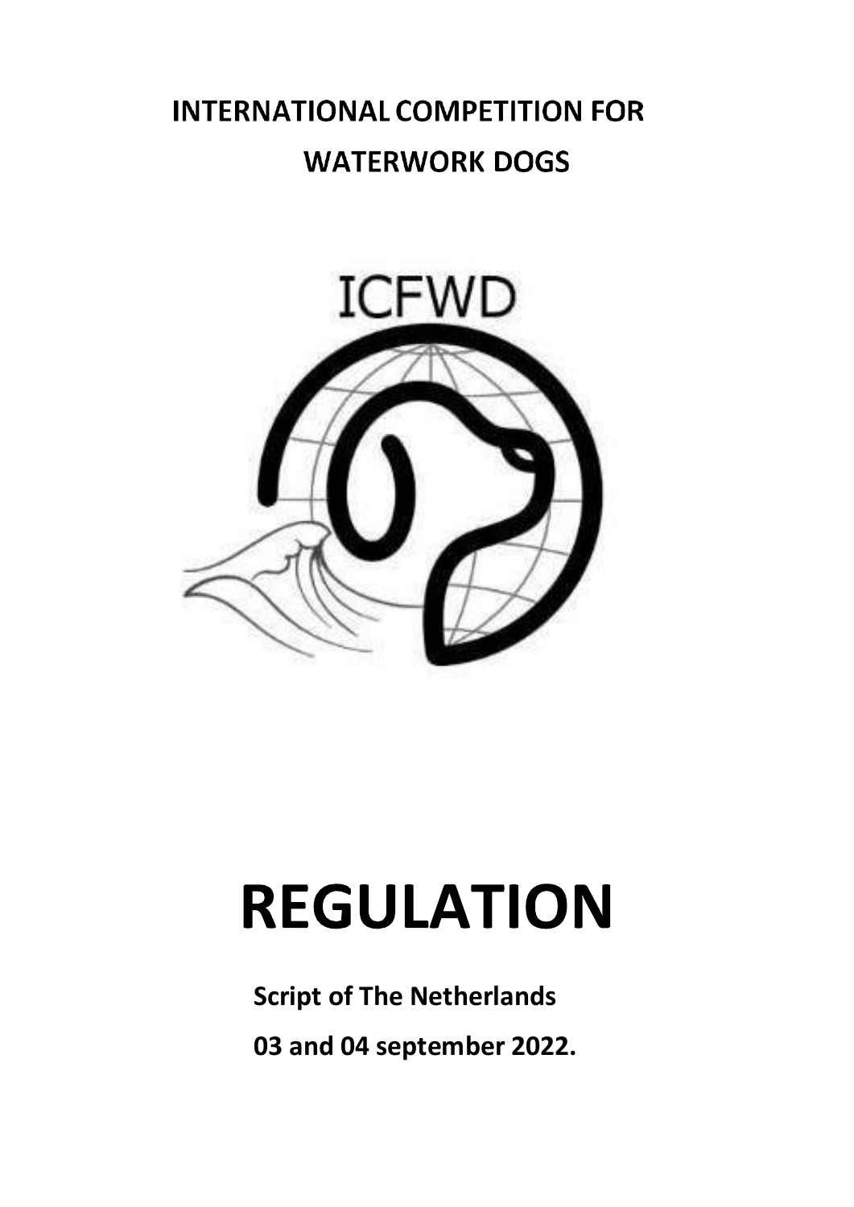# INTERNATIONAL COMPETITION FOR WATERWORK DOGS

ICFWD

# REGULATION

**Script of The Netherlands**

**03 and 04 september 2022.**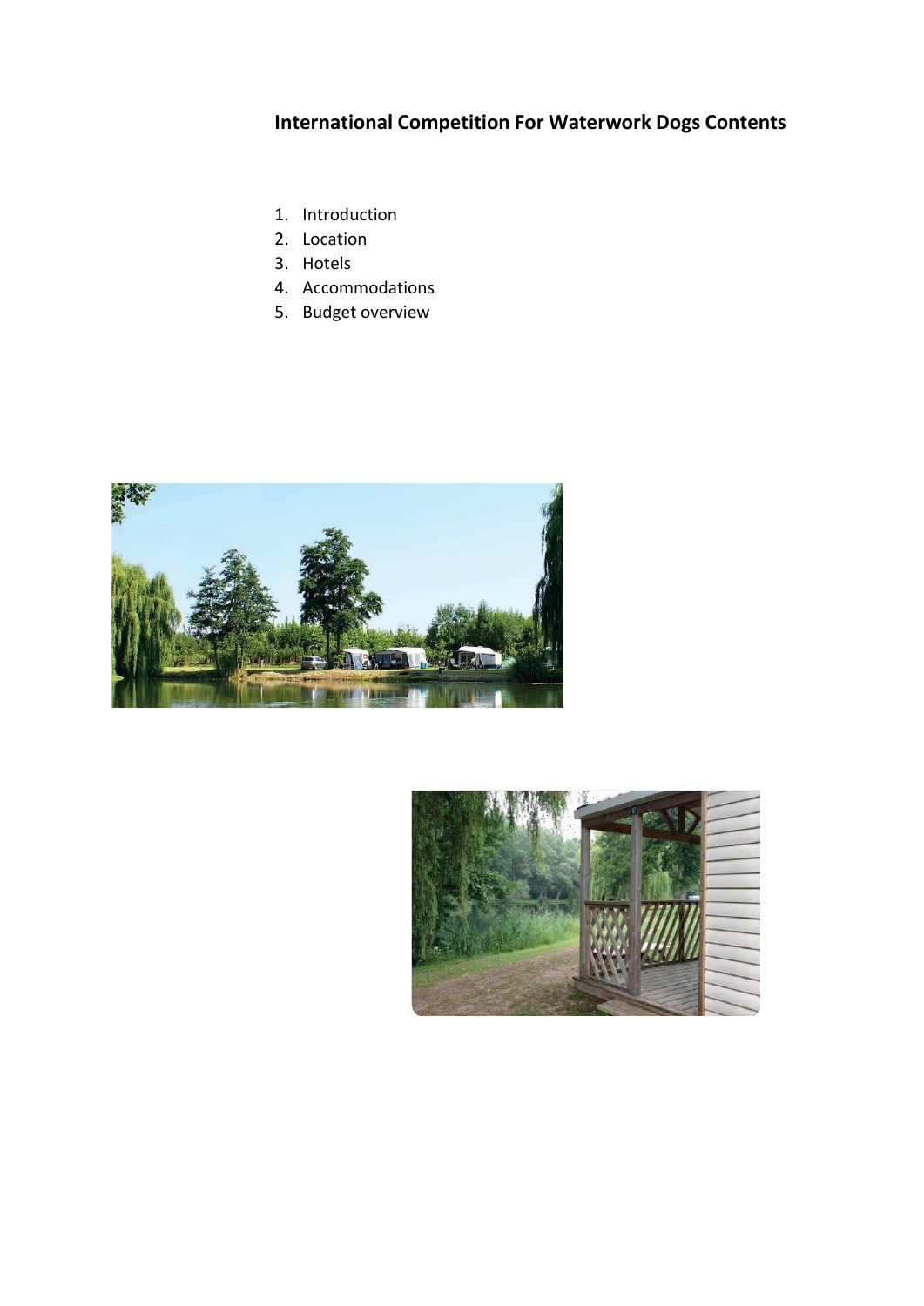# International Competition For Waterwork Dogs Contents

1. Introduction
2. Location
3. Hotels
4. Accommodations
5. Budget overview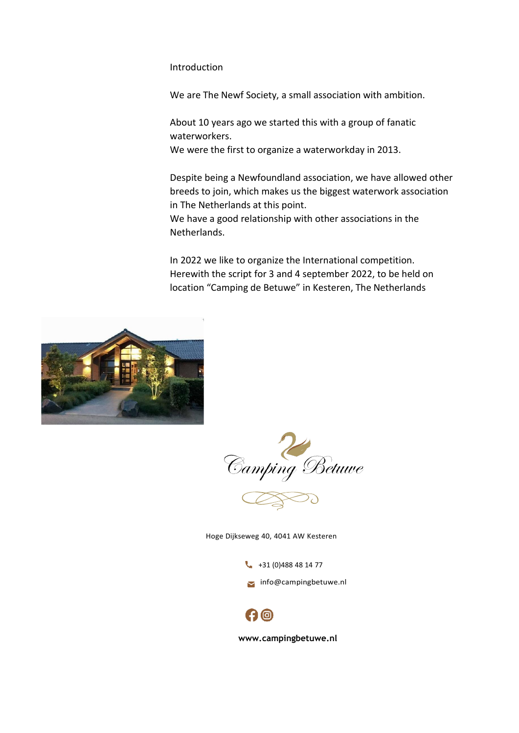## Introduction

We are The Newf Society, a small association with ambition.

About 10 years ago we started this with a group of fanatic waterworkers.
We were the first to organize a waterworkday in 2013.

Despite being a Newfoundland association, we have allowed other breeds to join, which makes us the biggest waterwork association in The Netherlands at this point.
We have a good relationship with other associations in the Netherlands.

In 2022 we like to organize the International competition.
Herewith the script for 3 and 4 september 2022, to be held on location "Camping de Betuwe" in Kesteren, The Netherlands

Camping Betuwe

Hoge Dijkseweg 40, 4041 AW Kesteren

+31 (0)488 48 14 77

info@campingbetuwe.nl

**www.campingbetuwe.nl**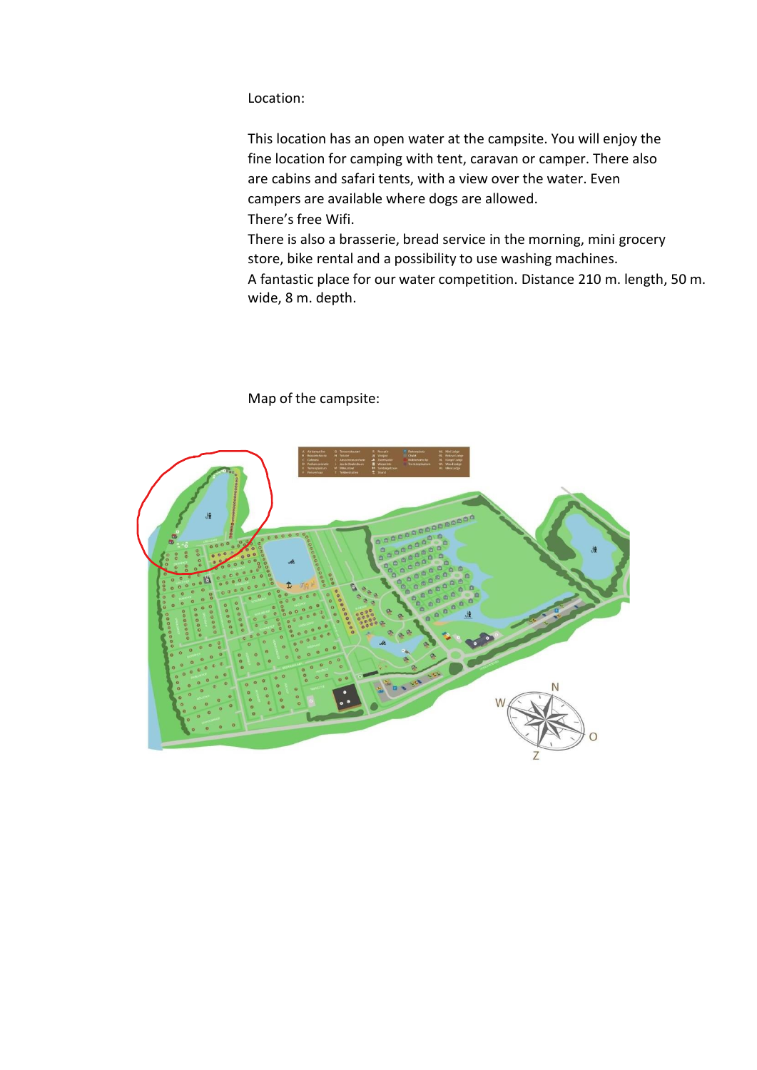Location:

This location has an open water at the campsite. You will enjoy the fine location for camping with tent, caravan or camper. There also are cabins and safari tents, with a view over the water. Even campers are available where dogs are allowed.
There's free Wifi.
There is also a brasserie, bread service in the morning, mini grocery store, bike rental and a possibility to use washing machines.
A fantastic place for our water competition. Distance 210 m. length, 50 m. wide, 8 m. depth.

Map of the campsite: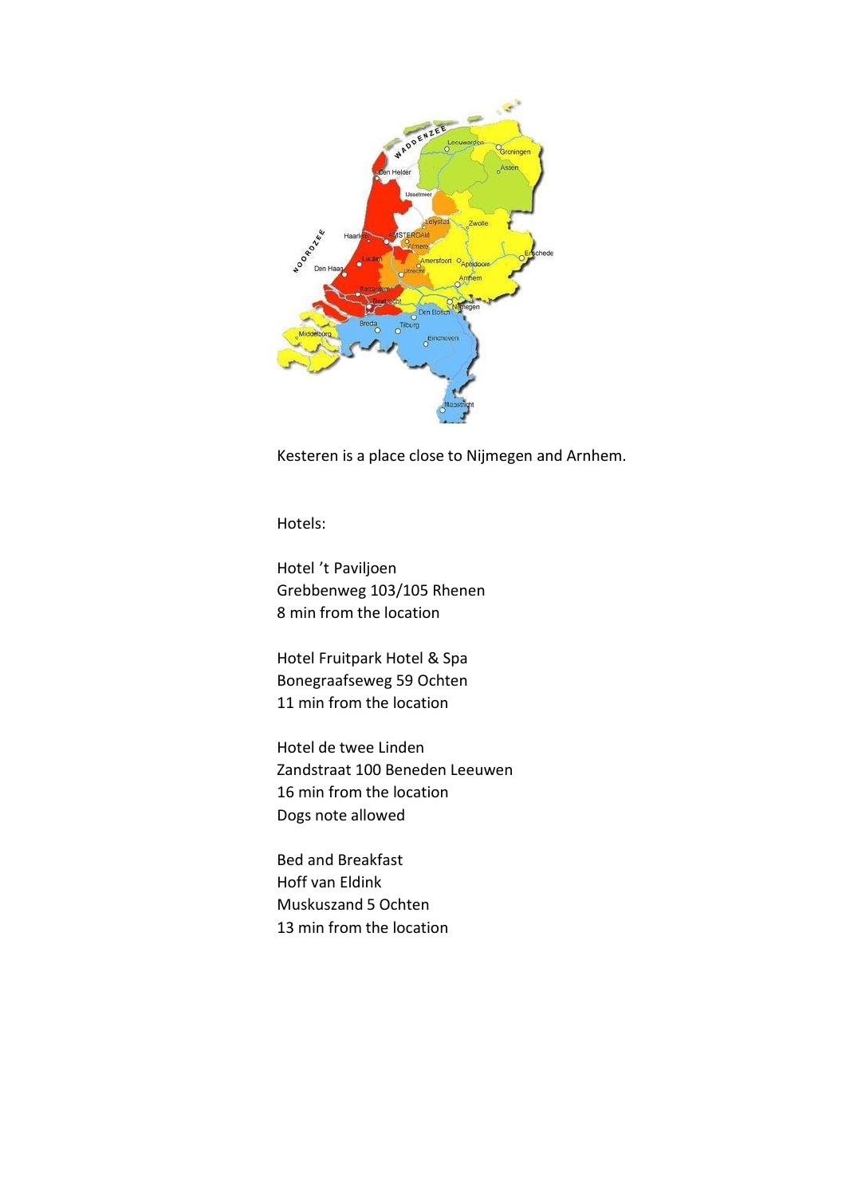Kesteren is a place close to Nijmegen and Arnhem.

Hotels:

Hotel 't Paviljoen
Grebbenweg 103/105 Rhenen
8 min from the location

Hotel Fruitpark Hotel & Spa
Bonegraafseweg 59 Ochten
11 min from the location

Hotel de twee Linden
Zandstraat 100 Beneden Leeuwen
16 min from the location
Dogs note allowed

Bed and Breakfast
Hoff van Eldink
Muskuszand 5 Ochten
13 min from the location